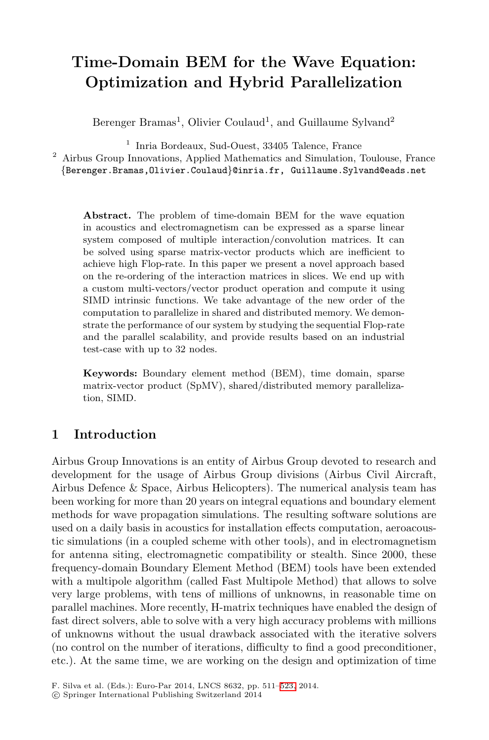# Time-Domain BEM for the Wave Equation: Optimization and Hybrid Parallelization

Berenger Bramas[1], Olivier Coulaud[1], and Guillaume Sylvand[2]

[1] Inria Bordeaux, Sud-Ouest, 33405 Talence, France
[2] Airbus Group Innovations, Applied Mathematics and Simulation, Toulouse, France
{Berenger.Bramas,Olivier.Coulaud}@inria.fr, Guillaume.Sylvand@eads.net

**Abstract.** The problem of time-domain BEM for the wave equation in acoustics and electromagnetism can be expressed as a sparse linear system composed of multiple interaction/convolution matrices. It can be solved using sparse matrix-vector products which are inefficient to achieve high Flop-rate. In this paper we present a novel approach based on the re-ordering of the interaction matrices in slices. We end up with a custom multi-vectors/vector product operation and compute it using SIMD intrinsic functions. We take advantage of the new order of the computation to parallelize in shared and distributed memory. We demonstrate the performance of our system by studying the sequential Flop-rate and the parallel scalability, and provide results based on an industrial test-case with up to 32 nodes.

**Keywords:** Boundary element method (BEM), time domain, sparse matrix-vector product (SpMV), shared/distributed memory parallelization, SIMD.

## 1 Introduction

Airbus Group Innovations is an entity of Airbus Group devoted to research and development for the usage of Airbus Group divisions (Airbus Civil Aircraft, Airbus Defence & Space, Airbus Helicopters). The numerical analysis team has been working for more than 20 years on integral equations and boundary element methods for wave propagation simulations. The resulting software solutions are used on a daily basis in acoustics for installation effects computation, aeroacoustic simulations (in a coupled scheme with other tools), and in electromagnetism for antenna siting, electromagnetic compatibility or stealth. Since 2000, these frequency-domain Boundary Element Method (BEM) tools have been extended with a multipole algorithm (called Fast Multipole Method) that allows to solve very large problems, with tens of millions of unknowns, in reasonable time on parallel machines. More recently, H-matrix techniques have enabled the design of fast direct solvers, able to solve with a very high accuracy problems with millions of unknowns without the usual drawback associated with the iterative solvers (no control on the number of iterations, difficulty to find a good preconditioner, etc.). At the same time, we are working on the design and optimization of time

F. Silva et al. (Eds.): Euro-Par 2014, LNCS 8632, pp. 511–523, 2014.
© Springer International Publishing Switzerland 2014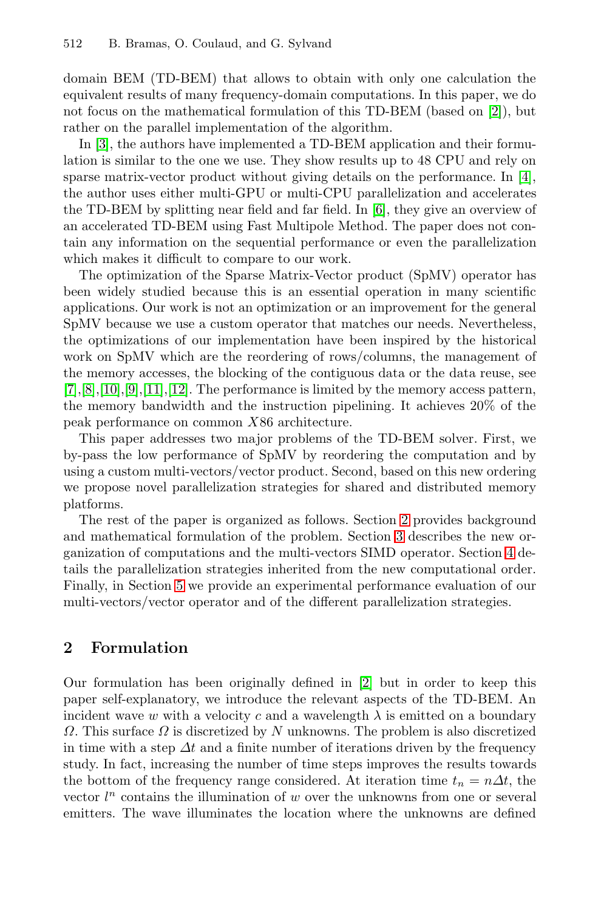domain BEM (TD-BEM) that allows to obtain with only one calculation the equivalent results of many frequency-domain computations. In this paper, we do not focus on the mathematical formulation of this TD-BEM (based on [2]), but rather on the parallel implementation of the algorithm.

In [3], the authors have implemented a TD-BEM application and their formulation is similar to the one we use. They show results up to 48 CPU and rely on sparse matrix-vector product without giving details on the performance. In [4], the author uses either multi-GPU or multi-CPU parallelization and accelerates the TD-BEM by splitting near field and far field. In [6], they give an overview of an accelerated TD-BEM using Fast Multipole Method. The paper does not contain any information on the sequential performance or even the parallelization which makes it difficult to compare to our work.

The optimization of the Sparse Matrix-Vector product (SpMV) operator has been widely studied because this is an essential operation in many scientific applications. Our work is not an optimization or an improvement for the general SpMV because we use a custom operator that matches our needs. Nevertheless, the optimizations of our implementation have been inspired by the historical work on SpMV which are the reordering of rows/columns, the management of the memory accesses, the blocking of the contiguous data or the data reuse, see [7],[8],[10],[9],[11],[12]. The performance is limited by the memory access pattern, the memory bandwidth and the instruction pipelining. It achieves 20% of the peak performance on common $X86$ architecture.

This paper addresses two major problems of the TD-BEM solver. First, we by-pass the low performance of SpMV by reordering the computation and by using a custom multi-vectors/vector product. Second, based on this new ordering we propose novel parallelization strategies for shared and distributed memory platforms.

The rest of the paper is organized as follows. Section 2 provides background and mathematical formulation of the problem. Section 3 describes the new organization of computations and the multi-vectors SIMD operator. Section 4 details the parallelization strategies inherited from the new computational order. Finally, in Section 5 we provide an experimental performance evaluation of our multi-vectors/vector operator and of the different parallelization strategies.

## 2 Formulation

Our formulation has been originally defined in [2] but in order to keep this paper self-explanatory, we introduce the relevant aspects of the TD-BEM. An incident wave $w$ with a velocity $c$ and a wavelength $\lambda$ is emitted on a boundary $\Omega$. This surface $\Omega$ is discretized by $N$ unknowns. The problem is also discretized in time with a step $\Delta t$ and a finite number of iterations driven by the frequency study. In fact, increasing the number of time steps improves the results towards the bottom of the frequency range considered. At iteration time $t_n = n\Delta t$, the vector $l^n$ contains the illumination of $w$ over the unknowns from one or several emitters. The wave illuminates the location where the unknowns are defined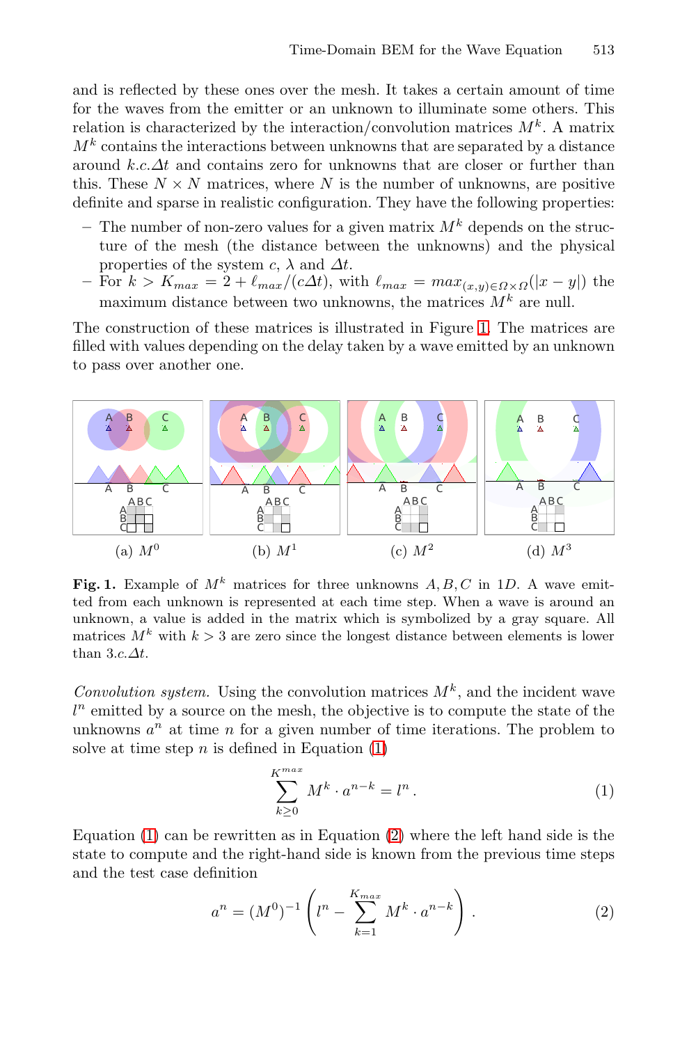and is reflected by these ones over the mesh. It takes a certain amount of time for the waves from the emitter or an unknown to illuminate some others. This relation is characterized by the interaction/convolution matrices $M^k$. A matrix $M^k$ contains the interactions between unknowns that are separated by a distance around $k.c.\Delta t$ and contains zero for unknowns that are closer or further than this. These $N \times N$ matrices, where $N$ is the number of unknowns, are positive definite and sparse in realistic configuration. They have the following properties:

- The number of non-zero values for a given matrix $M^k$ depends on the structure of the mesh (the distance between the unknowns) and the physical properties of the system $c$, $\lambda$ and $\Delta t$.
- For $k > K_{max} = 2 + \ell_{max}/(c\Delta t)$, with $\ell_{max} = max_{(x,y) \in \Omega \times \Omega}(|x - y|)$ the maximum distance between two unknowns, the matrices $M^k$ are null.

The construction of these matrices is illustrated in Figure 1. The matrices are filled with values depending on the delay taken by a wave emitted by an unknown to pass over another one.

(a) $M^0$ (b) $M^1$ (c) $M^2$ (d) $M^3$

**Fig. 1.** Example of $M^k$ matrices for three unknowns $A, B, C$ in $1D$. A wave emitted from each unknown is represented at each time step. When a wave is around an unknown, a value is added in the matrix which is symbolized by a gray square. All matrices $M^k$ with $k > 3$ are zero since the longest distance between elements is lower than $3.c.\Delta t$.

*Convolution system.* Using the convolution matrices $M^k$, and the incident wave $l^n$ emitted by a source on the mesh, the objective is to compute the state of the unknowns $a^n$ at time $n$ for a given number of time iterations. The problem to solve at time step $n$ is defined in Equation (1)

$$\sum_{k \geq 0}^{K^{max}} M^k \cdot a^{n-k} = l^n \, . \tag{1}$$

Equation (1) can be rewritten as in Equation (2) where the left hand side is the state to compute and the right-hand side is known from the previous time steps and the test case definition

$$a^n = (M^0)^{-1} \left( l^n - \sum_{k=1}^{K_{max}} M^k \cdot a^{n-k} \right) \, . \tag{2}$$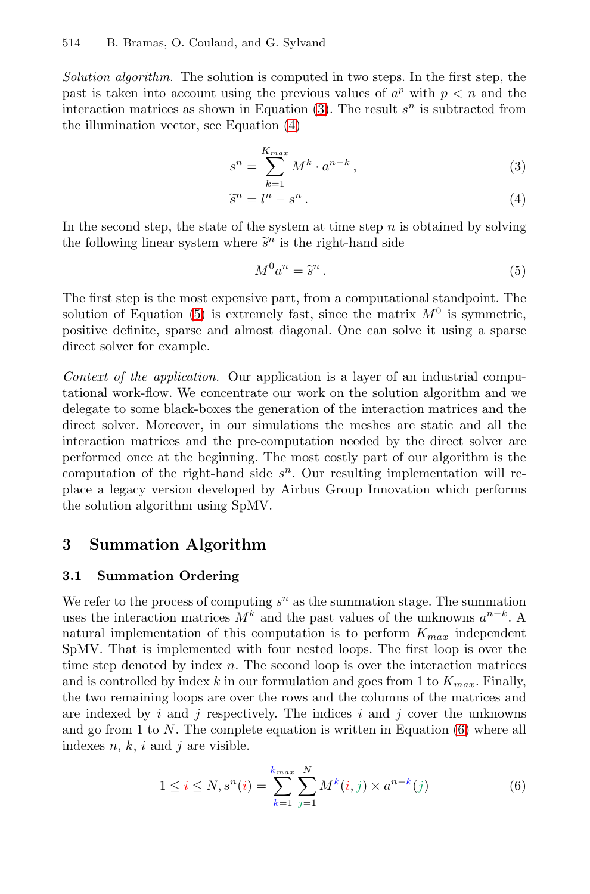*Solution algorithm.* The solution is computed in two steps. In the first step, the past is taken into account using the previous values of $a^p$ with $p < n$ and the interaction matrices as shown in Equation (3). The result $s^n$ is subtracted from the illumination vector, see Equation (4)

$$s^n = \sum_{k=1}^{K_{max}} M^k \cdot a^{n-k} \,, \tag{3}$$

$$\widetilde{s}^n = l^n - s^n \,. \tag{4}$$

In the second step, the state of the system at time step $n$ is obtained by solving the following linear system where $\widetilde{s}^n$ is the right-hand side

$$M^0 a^n = \widetilde{s}^n \,. \tag{5}$$

The first step is the most expensive part, from a computational standpoint. The solution of Equation (5) is extremely fast, since the matrix $M^0$ is symmetric, positive definite, sparse and almost diagonal. One can solve it using a sparse direct solver for example.

*Context of the application.* Our application is a layer of an industrial computational work-flow. We concentrate our work on the solution algorithm and we delegate to some black-boxes the generation of the interaction matrices and the direct solver. Moreover, in our simulations the meshes are static and all the interaction matrices and the pre-computation needed by the direct solver are performed once at the beginning. The most costly part of our algorithm is the computation of the right-hand side $s^n$. Our resulting implementation will replace a legacy version developed by Airbus Group Innovation which performs the solution algorithm using SpMV.

## 3 Summation Algorithm

### 3.1 Summation Ordering

We refer to the process of computing $s^n$ as the summation stage. The summation uses the interaction matrices $M^k$ and the past values of the unknowns $a^{n-k}$. A natural implementation of this computation is to perform $K_{max}$ independent SpMV. That is implemented with four nested loops. The first loop is over the time step denoted by index $n$. The second loop is over the interaction matrices and is controlled by index $k$ in our formulation and goes from 1 to $K_{max}$. Finally, the two remaining loops are over the rows and the columns of the matrices and are indexed by $i$ and $j$ respectively. The indices $i$ and $j$ cover the unknowns and go from 1 to $N$. The complete equation is written in Equation (6) where all indexes $n$, $k$, $i$ and $j$ are visible.

$$1 \leq i \leq N, s^n(i) = \sum_{k=1}^{k_{max}} \sum_{j=1}^{N} M^k(i,j) \times a^{n-k}(j) \tag{6}$$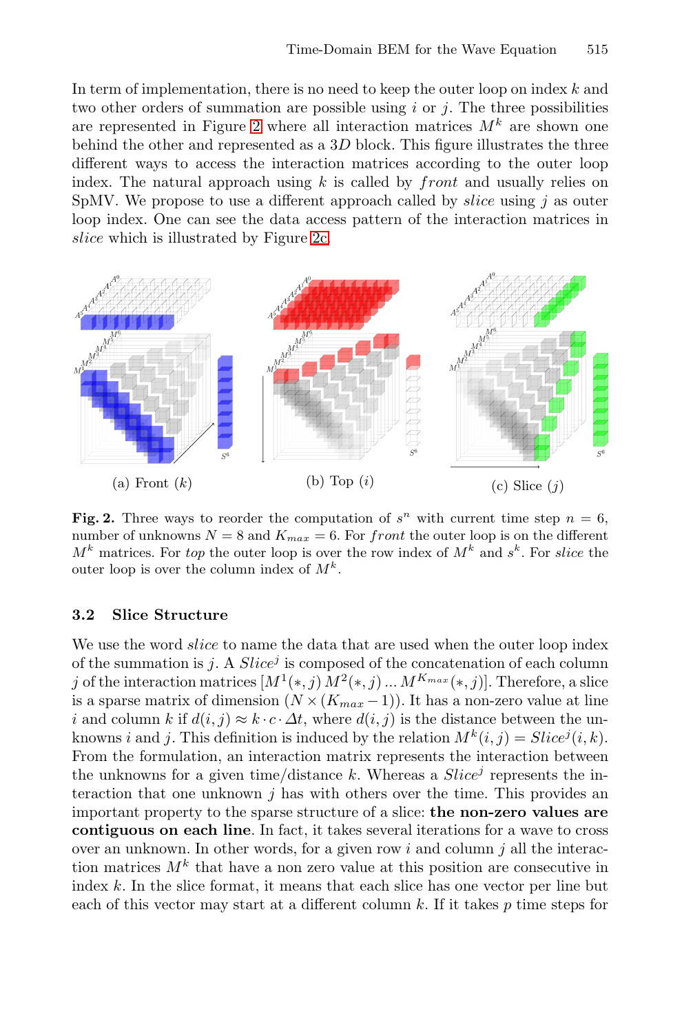In term of implementation, there is no need to keep the outer loop on index $k$ and two other orders of summation are possible using $i$ or $j$. The three possibilities are represented in Figure 2 where all interaction matrices $M^k$ are shown one behind the other and represented as a $3D$ block. This figure illustrates the three different ways to access the interaction matrices according to the outer loop index. The natural approach using $k$ is called by *front* and usually relies on SpMV. We propose to use a different approach called by *slice* using $j$ as outer loop index. One can see the data access pattern of the interaction matrices in *slice* which is illustrated by Figure 2c.

(a) Front ($k$)

(b) Top ($i$)

(c) Slice ($j$)

**Fig. 2.** Three ways to reorder the computation of $s^n$ with current time step $n = 6$, number of unknowns $N = 8$ and $K_{max} = 6$. For *front* the outer loop is on the different $M^k$ matrices. For *top* the outer loop is over the row index of $M^k$ and $s^k$. For *slice* the outer loop is over the column index of $M^k$.

### 3.2 Slice Structure

We use the word *slice* to name the data that are used when the outer loop index of the summation is $j$. A $Slice^j$ is composed of the concatenation of each column $j$ of the interaction matrices $[M^1(*, j)\ M^2(*, j) \ldots M^{K_{max}}(*, j)]$. Therefore, a slice is a sparse matrix of dimension $(N \times (K_{max} - 1))$. It has a non-zero value at line $i$ and column $k$ if $d(i, j) \approx k \cdot c \cdot \Delta t$, where $d(i, j)$ is the distance between the unknowns $i$ and $j$. This definition is induced by the relation $M^k(i, j) = Slice^j(i, k)$. From the formulation, an interaction matrix represents the interaction between the unknowns for a given time/distance $k$. Whereas a $Slice^j$ represents the interaction that one unknown $j$ has with others over the time. This provides an important property to the sparse structure of a slice: **the non-zero values are contiguous on each line**. In fact, it takes several iterations for a wave to cross over an unknown. In other words, for a given row $i$ and column $j$ all the interaction matrices $M^k$ that have a non zero value at this position are consecutive in index $k$. In the slice format, it means that each slice has one vector per line but each of this vector may start at a different column $k$. If it takes $p$ time steps for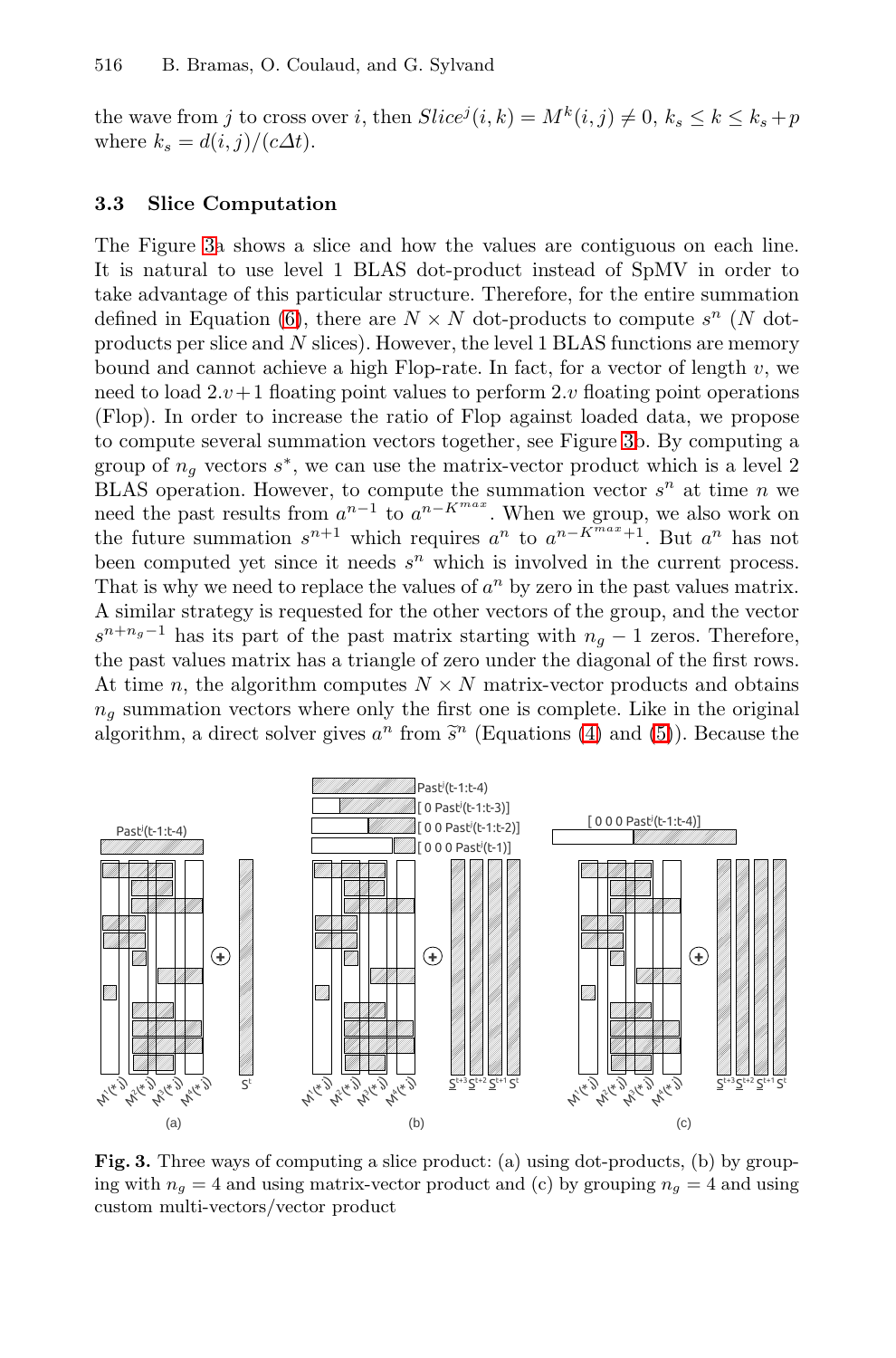the wave from $j$ to cross over $i$, then $Slice^j(i,k) = M^k(i,j) \neq 0$, $k_s \leq k \leq k_s + p$ where $k_s = d(i,j)/(c\Delta t)$.

### 3.3 Slice Computation

The Figure 3a shows a slice and how the values are contiguous on each line. It is natural to use level 1 BLAS dot-product instead of SpMV in order to take advantage of this particular structure. Therefore, for the entire summation defined in Equation (6), there are $N \times N$ dot-products to compute $s^n$ ($N$ dot-products per slice and $N$ slices). However, the level 1 BLAS functions are memory bound and cannot achieve a high Flop-rate. In fact, for a vector of length $v$, we need to load $2.v+1$ floating point values to perform $2.v$ floating point operations (Flop). In order to increase the ratio of Flop against loaded data, we propose to compute several summation vectors together, see Figure 3b. By computing a group of $n_g$ vectors $s^*$, we can use the matrix-vector product which is a level 2 BLAS operation. However, to compute the summation vector $s^n$ at time $n$ we need the past results from $a^{n-1}$ to $a^{n-K^{max}}$. When we group, we also work on the future summation $s^{n+1}$ which requires $a^n$ to $a^{n-K^{max}+1}$. But $a^n$ has not been computed yet since it needs $s^n$ which is involved in the current process. That is why we need to replace the values of $a^n$ by zero in the past values matrix. A similar strategy is requested for the other vectors of the group, and the vector $s^{n+n_g-1}$ has its part of the past matrix starting with $n_g - 1$ zeros. Therefore, the past values matrix has a triangle of zero under the diagonal of the first rows. At time $n$, the algorithm computes $N \times N$ matrix-vector products and obtains $n_g$ summation vectors where only the first one is complete. Like in the original algorithm, a direct solver gives $a^n$ from $\widetilde{s}^n$ (Equations (4) and (5)). Because the

**Fig. 3.** Three ways of computing a slice product: (a) using dot-products, (b) by grouping with $n_g = 4$ and using matrix-vector product and (c) by grouping $n_g = 4$ and using custom multi-vectors/vector product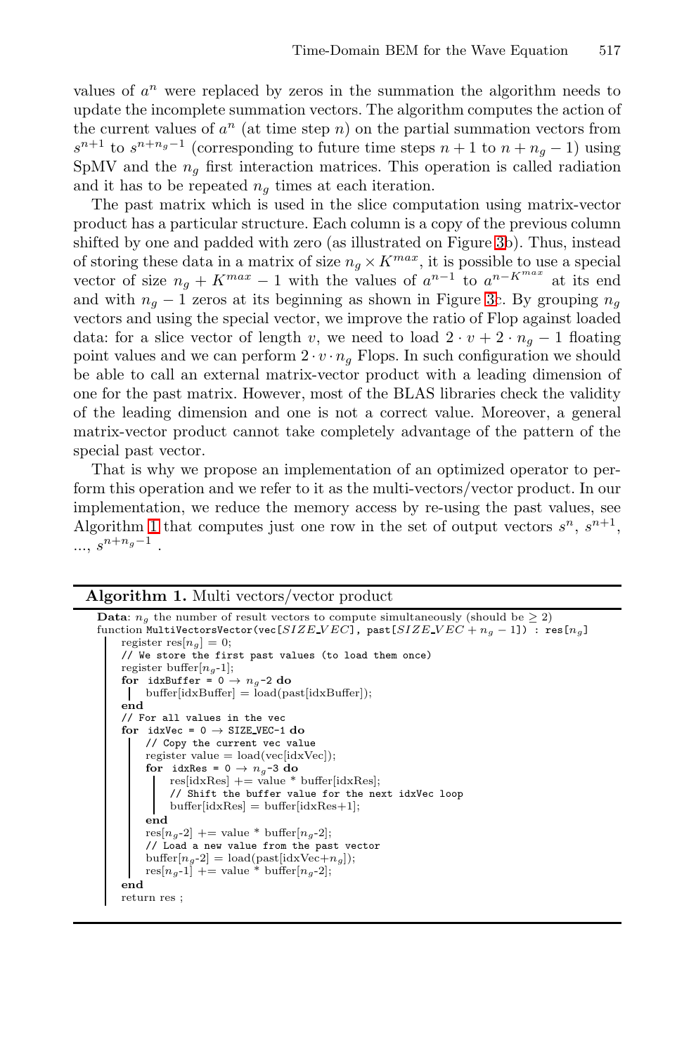values of $a^n$ were replaced by zeros in the summation the algorithm needs to update the incomplete summation vectors. The algorithm computes the action of the current values of $a^n$ (at time step $n$) on the partial summation vectors from $s^{n+1}$ to $s^{n+n_g-1}$ (corresponding to future time steps $n+1$ to $n+n_g-1$) using SpMV and the $n_g$ first interaction matrices. This operation is called radiation and it has to be repeated $n_g$ times at each iteration.

The past matrix which is used in the slice computation using matrix-vector product has a particular structure. Each column is a copy of the previous column shifted by one and padded with zero (as illustrated on Figure 3b). Thus, instead of storing these data in a matrix of size $n_g \times K^{max}$, it is possible to use a special vector of size $n_g + K^{max} - 1$ with the values of $a^{n-1}$ to $a^{n-K^{max}}$ at its end and with $n_g - 1$ zeros at its beginning as shown in Figure 3c. By grouping $n_g$ vectors and using the special vector, we improve the ratio of Flop against loaded data: for a slice vector of length $v$, we need to load $2 \cdot v + 2 \cdot n_g - 1$ floating point values and we can perform $2 \cdot v \cdot n_g$ Flops. In such configuration we should be able to call an external matrix-vector product with a leading dimension of one for the past matrix. However, most of the BLAS libraries check the validity of the leading dimension and one is not a correct value. Moreover, a general matrix-vector product cannot take completely advantage of the pattern of the special past vector.

That is why we propose an implementation of an optimized operator to perform this operation and we refer to it as the multi-vectors/vector product. In our implementation, we reduce the memory access by re-using the past values, see Algorithm 1 that computes just one row in the set of output vectors $s^n$, $s^{n+1}$, ..., $s^{n+n_g-1}$.

**Algorithm 1.** Multi vectors/vector product

```
Data: n_g the number of result vectors to compute simultaneously (should be ≥ 2)
function MultiVectorsVector(vec[SIZE_VEC], past[SIZE_VEC + n_g − 1]) : res[n_g]
    register res[n_g] = 0;
    // We store the first past values (to load them once)
    register buffer[n_g-1];
    for idxBuffer = 0 → n_g-2 do
        buffer[idxBuffer] = load(past[idxBuffer]);
    end
    // For all values in the vec
    for idxVec = 0 → SIZE_VEC-1 do
        // Copy the current vec value
        register value = load(vec[idxVec]);
        for idxRes = 0 → n_g-3 do
            res[idxRes] += value * buffer[idxRes];
            // Shift the buffer value for the next idxVec loop
            buffer[idxRes] = buffer[idxRes+1];
        end
        res[n_g-2] += value * buffer[n_g-2];
        // Load a new value from the past vector
        buffer[n_g-2] = load(past[idxVec+n_g]);
        res[n_g-1] += value * buffer[n_g-2];
    end
    return res ;
```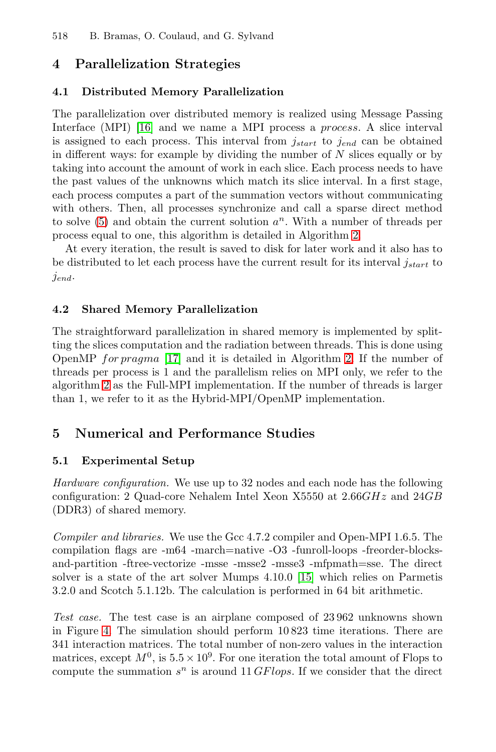## 4 Parallelization Strategies

### 4.1 Distributed Memory Parallelization

The parallelization over distributed memory is realized using Message Passing Interface (MPI) [16] and we name a MPI process a *process*. A slice interval is assigned to each process. This interval from $j_{start}$ to $j_{end}$ can be obtained in different ways: for example by dividing the number of $N$ slices equally or by taking into account the amount of work in each slice. Each process needs to have the past values of the unknowns which match its slice interval. In a first stage, each process computes a part of the summation vectors without communicating with others. Then, all processes synchronize and call a sparse direct method to solve (5) and obtain the current solution $a^n$. With a number of threads per process equal to one, this algorithm is detailed in Algorithm 2.

At every iteration, the result is saved to disk for later work and it also has to be distributed to let each process have the current result for its interval $j_{start}$ to $j_{end}$.

### 4.2 Shared Memory Parallelization

The straightforward parallelization in shared memory is implemented by splitting the slices computation and the radiation between threads. This is done using OpenMP *for pragma* [17] and it is detailed in Algorithm 2. If the number of threads per process is 1 and the parallelism relies on MPI only, we refer to the algorithm 2 as the Full-MPI implementation. If the number of threads is larger than 1, we refer to it as the Hybrid-MPI/OpenMP implementation.

## 5 Numerical and Performance Studies

### 5.1 Experimental Setup

*Hardware configuration.* We use up to 32 nodes and each node has the following configuration: 2 Quad-core Nehalem Intel Xeon X5550 at $2.66GHz$ and $24GB$ (DDR3) of shared memory.

*Compiler and libraries.* We use the Gcc 4.7.2 compiler and Open-MPI 1.6.5. The compilation flags are -m64 -march=native -O3 -funroll-loops -freorder-blocks-and-partition -ftree-vectorize -msse -msse2 -msse3 -mfpmath=sse. The direct solver is a state of the art solver Mumps 4.10.0 [15] which relies on Parmetis 3.2.0 and Scotch 5.1.12b. The calculation is performed in 64 bit arithmetic.

*Test case.* The test case is an airplane composed of 23 962 unknowns shown in Figure 4. The simulation should perform 10 823 time iterations. There are 341 interaction matrices. The total number of non-zero values in the interaction matrices, except $M^0$, is $5.5 \times 10^9$. For one iteration the total amount of Flops to compute the summation $s^n$ is around $11\,GFlops$. If we consider that the direct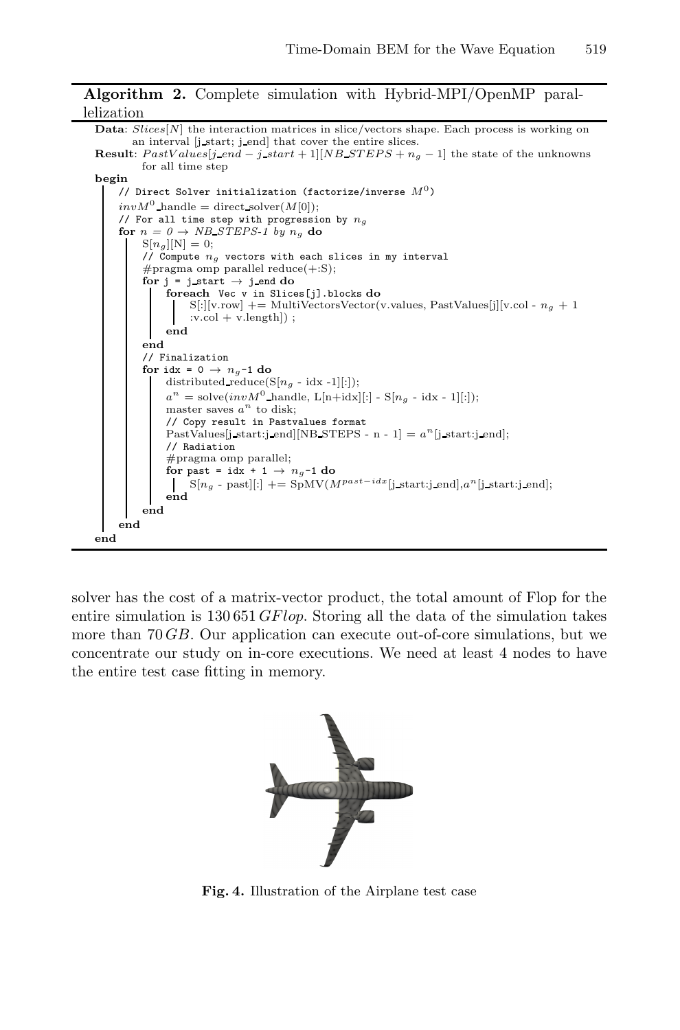**Algorithm 2.** Complete simulation with Hybrid-MPI/OpenMP parallelization

```
Data: Slices[N] the interaction matrices in slice/vectors shape. Each process is working on
      an interval [j_start; j_end] that cover the entire slices.
Result: PastValues[j_end - j_start + 1][NB_STEPS + n_g - 1] the state of the unknowns
        for all time step
begin
    // Direct Solver initialization (factorize/inverse M^0)
    invM^0_handle = direct_solver(M[0]);
    // For all time step with progression by n_g
    for n = 0 → NB_STEPS-1 by n_g do
        S[n_g][N] = 0;
        // Compute n_g vectors with each slices in my interval
        #pragma omp parallel reduce(+:S);
        for j = j_start → j_end do
            foreach Vec v in Slices[j].blocks do
                S[:][v.row] += MultiVectorsVector(v.values, PastValues[j][v.col - n_g + 1
                :v.col + v.length]) ;
            end
        end
        // Finalization
        for idx = 0 → n_g-1 do
            distributed_reduce(S[n_g - idx -1][:]);
            a^n = solve(invM^0_handle, L[n+idx][:] - S[n_g - idx - 1][:]);
            master saves a^n to disk;
            // Copy result in Pastvalues format
            PastValues[j_start:j_end][NB_STEPS - n - 1] = a^n[j_start:j_end];
            // Radiation
            #pragma omp parallel;
            for past = idx + 1 → n_g-1 do
                S[n_g - past][:] += SpMV(M^{past-idx}[j_start:j_end],a^n[j_start:j_end];
            end
        end
    end
end
```

solver has the cost of a matrix-vector product, the total amount of Flop for the entire simulation is 130 651 *GFlop*. Storing all the data of the simulation takes more than 70 *GB*. Our application can execute out-of-core simulations, but we concentrate our study on in-core executions. We need at least 4 nodes to have the entire test case fitting in memory.

**Fig. 4.** Illustration of the Airplane test case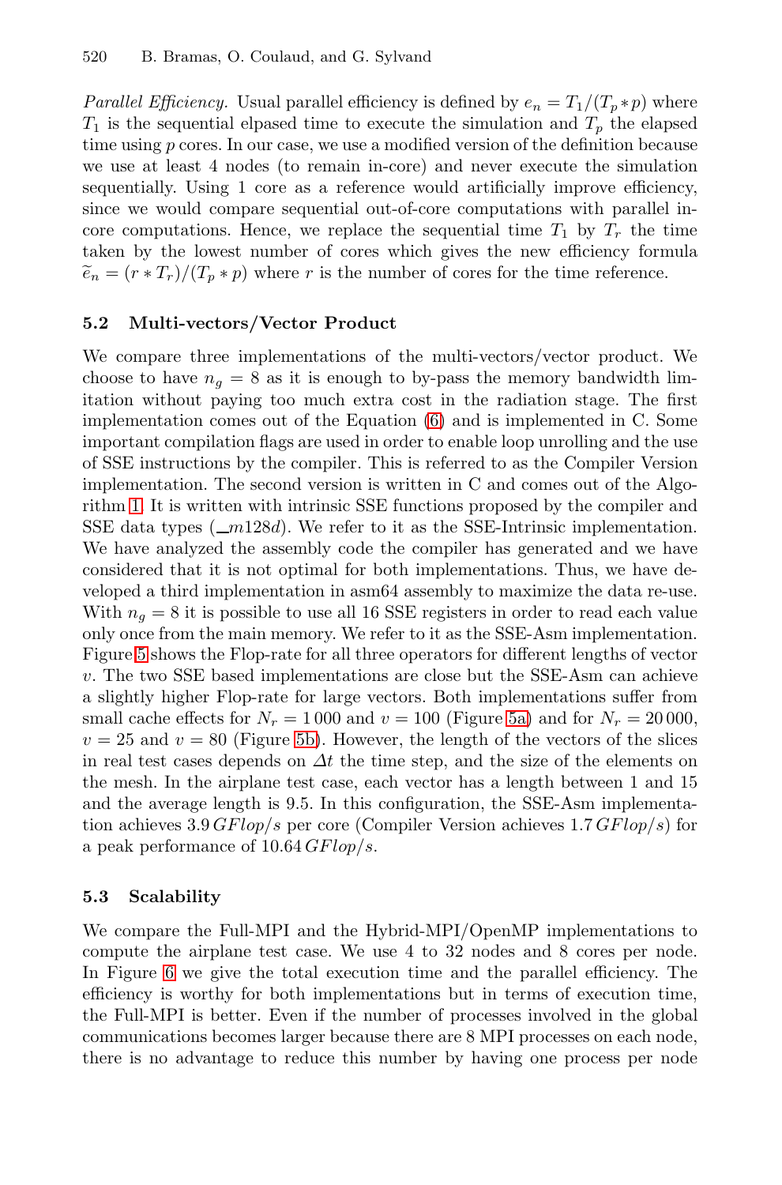*Parallel Efficiency.* Usual parallel efficiency is defined by $e_n = T_1/(T_p * p)$ where $T_1$ is the sequential elpased time to execute the simulation and $T_p$ the elapsed time using $p$ cores. In our case, we use a modified version of the definition because we use at least 4 nodes (to remain in-core) and never execute the simulation sequentially. Using 1 core as a reference would artificially improve efficiency, since we would compare sequential out-of-core computations with parallel in-core computations. Hence, we replace the sequential time $T_1$ by $T_r$ the time taken by the lowest number of cores which gives the new efficiency formula $\widetilde{e}_n = (r * T_r)/(T_p * p)$ where $r$ is the number of cores for the time reference.

### 5.2 Multi-vectors/Vector Product

We compare three implementations of the multi-vectors/vector product. We choose to have $n_g = 8$ as it is enough to by-pass the memory bandwidth limitation without paying too much extra cost in the radiation stage. The first implementation comes out of the Equation (6) and is implemented in C. Some important compilation flags are used in order to enable loop unrolling and the use of SSE instructions by the compiler. This is referred to as the Compiler Version implementation. The second version is written in C and comes out of the Algorithm 1. It is written with intrinsic SSE functions proposed by the compiler and SSE data types ($\_\_m128d$). We refer to it as the SSE-Intrinsic implementation. We have analyzed the assembly code the compiler has generated and we have considered that it is not optimal for both implementations. Thus, we have developed a third implementation in asm64 assembly to maximize the data re-use. With $n_g = 8$ it is possible to use all 16 SSE registers in order to read each value only once from the main memory. We refer to it as the SSE-Asm implementation. Figure 5 shows the Flop-rate for all three operators for different lengths of vector $v$. The two SSE based implementations are close but the SSE-Asm can achieve a slightly higher Flop-rate for large vectors. Both implementations suffer from small cache effects for $N_r = 1\,000$ and $v = 100$ (Figure 5a) and for $N_r = 20\,000$, $v = 25$ and $v = 80$ (Figure 5b). However, the length of the vectors of the slices in real test cases depends on $\Delta t$ the time step, and the size of the elements on the mesh. In the airplane test case, each vector has a length between 1 and 15 and the average length is 9.5. In this configuration, the SSE-Asm implementation achieves $3.9\,GFlop/s$ per core (Compiler Version achieves $1.7\,GFlop/s$) for a peak performance of $10.64\,GFlop/s$.

### 5.3 Scalability

We compare the Full-MPI and the Hybrid-MPI/OpenMP implementations to compute the airplane test case. We use 4 to 32 nodes and 8 cores per node. In Figure 6 we give the total execution time and the parallel efficiency. The efficiency is worthy for both implementations but in terms of execution time, the Full-MPI is better. Even if the number of processes involved in the global communications becomes larger because there are 8 MPI processes on each node, there is no advantage to reduce this number by having one process per node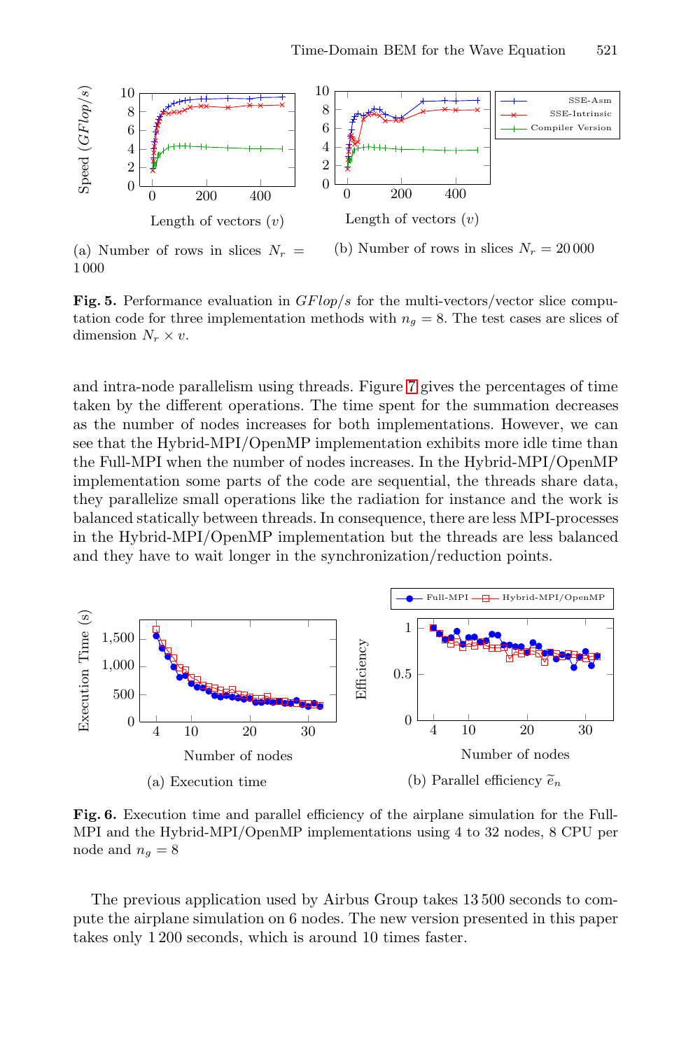(a) Number of rows in slices $N_r = 1\,000$

(b) Number of rows in slices $N_r = 20\,000$

**Fig. 5.** Performance evaluation in *GFlop/s* for the multi-vectors/vector slice computation code for three implementation methods with $n_g = 8$. The test cases are slices of dimension $N_r \times v$.

and intra-node parallelism using threads. Figure 7 gives the percentages of time taken by the different operations. The time spent for the summation decreases as the number of nodes increases for both implementations. However, we can see that the Hybrid-MPI/OpenMP implementation exhibits more idle time than the Full-MPI when the number of nodes increases. In the Hybrid-MPI/OpenMP implementation some parts of the code are sequential, the threads share data, they parallelize small operations like the radiation for instance and the work is balanced statically between threads. In consequence, there are less MPI-processes in the Hybrid-MPI/OpenMP implementation but the threads are less balanced and they have to wait longer in the synchronization/reduction points.

(a) Execution time

(b) Parallel efficiency $\widetilde{e}_n$

**Fig. 6.** Execution time and parallel efficiency of the airplane simulation for the Full-MPI and the Hybrid-MPI/OpenMP implementations using 4 to 32 nodes, 8 CPU per node and $n_g = 8$

The previous application used by Airbus Group takes 13 500 seconds to compute the airplane simulation on 6 nodes. The new version presented in this paper takes only 1 200 seconds, which is around 10 times faster.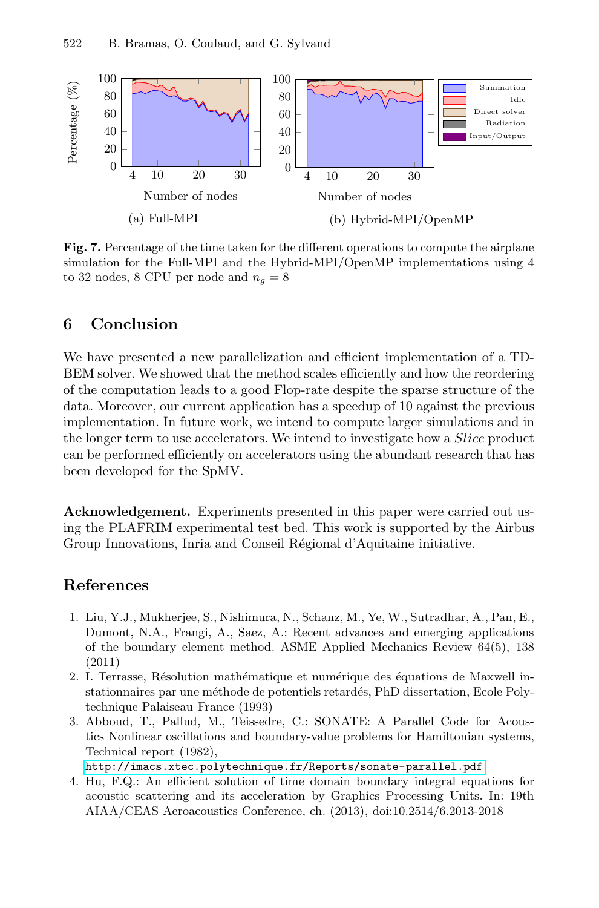(a) Full-MPI

(b) Hybrid-MPI/OpenMP

**Fig. 7.** Percentage of the time taken for the different operations to compute the airplane simulation for the Full-MPI and the Hybrid-MPI/OpenMP implementations using 4 to 32 nodes, 8 CPU per node and $n_g = 8$

## 6 Conclusion

We have presented a new parallelization and efficient implementation of a TD-BEM solver. We showed that the method scales efficiently and how the reordering of the computation leads to a good Flop-rate despite the sparse structure of the data. Moreover, our current application has a speedup of 10 against the previous implementation. In future work, we intend to compute larger simulations and in the longer term to use accelerators. We intend to investigate how a *Slice* product can be performed efficiently on accelerators using the abundant research that has been developed for the SpMV.

**Acknowledgement.** Experiments presented in this paper were carried out using the PLAFRIM experimental test bed. This work is supported by the Airbus Group Innovations, Inria and Conseil Régional d'Aquitaine initiative.

## References

1. Liu, Y.J., Mukherjee, S., Nishimura, N., Schanz, M., Ye, W., Sutradhar, A., Pan, E., Dumont, N.A., Frangi, A., Saez, A.: Recent advances and emerging applications of the boundary element method. ASME Applied Mechanics Review 64(5), 138 (2011)
2. I. Terrasse, Résolution mathématique et numérique des équations de Maxwell instationnaires par une méthode de potentiels retardés, PhD dissertation, Ecole Polytechnique Palaiseau France (1993)
3. Abboud, T., Pallud, M., Teissedre, C.: SONATE: A Parallel Code for Acoustics Nonlinear oscillations and boundary-value problems for Hamiltonian systems, Technical report (1982), http://imacs.xtec.polytechnique.fr/Reports/sonate-parallel.pdf
4. Hu, F.Q.: An efficient solution of time domain boundary integral equations for acoustic scattering and its acceleration by Graphics Processing Units. In: 19th AIAA/CEAS Aeroacoustics Conference, ch. (2013), doi:10.2514/6.2013-2018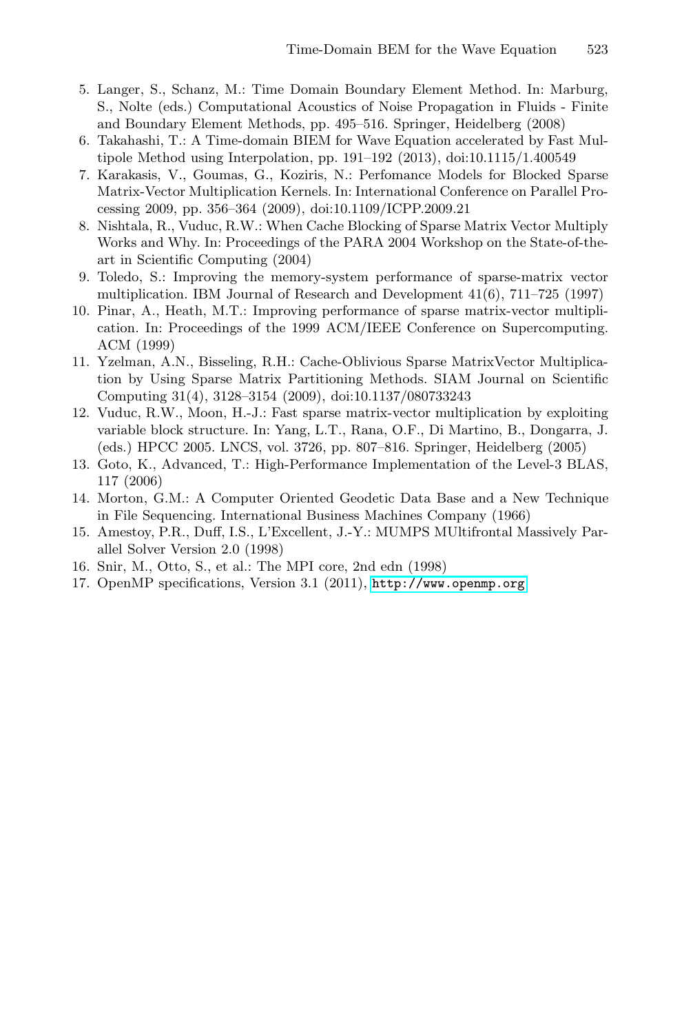5. Langer, S., Schanz, M.: Time Domain Boundary Element Method. In: Marburg, S., Nolte (eds.) Computational Acoustics of Noise Propagation in Fluids - Finite and Boundary Element Methods, pp. 495–516. Springer, Heidelberg (2008)
6. Takahashi, T.: A Time-domain BIEM for Wave Equation accelerated by Fast Multipole Method using Interpolation, pp. 191–192 (2013), doi:10.1115/1.400549
7. Karakasis, V., Goumas, G., Koziris, N.: Perfomance Models for Blocked Sparse Matrix-Vector Multiplication Kernels. In: International Conference on Parallel Processing 2009, pp. 356–364 (2009), doi:10.1109/ICPP.2009.21
8. Nishtala, R., Vuduc, R.W.: When Cache Blocking of Sparse Matrix Vector Multiply Works and Why. In: Proceedings of the PARA 2004 Workshop on the State-of-the-art in Scientific Computing (2004)
9. Toledo, S.: Improving the memory-system performance of sparse-matrix vector multiplication. IBM Journal of Research and Development 41(6), 711–725 (1997)
10. Pinar, A., Heath, M.T.: Improving performance of sparse matrix-vector multiplication. In: Proceedings of the 1999 ACM/IEEE Conference on Supercomputing. ACM (1999)
11. Yzelman, A.N., Bisseling, R.H.: Cache-Oblivious Sparse MatrixVector Multiplication by Using Sparse Matrix Partitioning Methods. SIAM Journal on Scientific Computing 31(4), 3128–3154 (2009), doi:10.1137/080733243
12. Vuduc, R.W., Moon, H.-J.: Fast sparse matrix-vector multiplication by exploiting variable block structure. In: Yang, L.T., Rana, O.F., Di Martino, B., Dongarra, J. (eds.) HPCC 2005. LNCS, vol. 3726, pp. 807–816. Springer, Heidelberg (2005)
13. Goto, K., Advanced, T.: High-Performance Implementation of the Level-3 BLAS, 117 (2006)
14. Morton, G.M.: A Computer Oriented Geodetic Data Base and a New Technique in File Sequencing. International Business Machines Company (1966)
15. Amestoy, P.R., Duff, I.S., L'Excellent, J.-Y.: MUMPS MUltifrontal Massively Parallel Solver Version 2.0 (1998)
16. Snir, M., Otto, S., et al.: The MPI core, 2nd edn (1998)
17. OpenMP specifications, Version 3.1 (2011), http://www.openmp.org